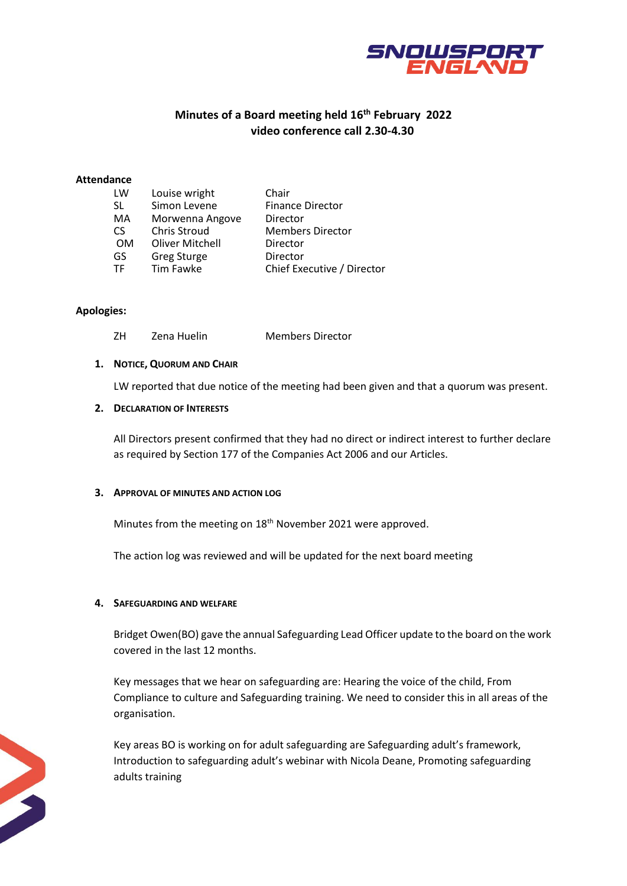**Minutes of a Board meeting held 16th February 2022**
**video conference call 2.30-4.30**

**Attendance**

| | | |
|---|---|---|
| LW | Louise wright | Chair |
| SL | Simon Levene | Finance Director |
| MA | Morwenna Angove | Director |
| CS | Chris Stroud | Members Director |
| OM | Oliver Mitchell | Director |
| GS | Greg Sturge | Director |
| TF | Tim Fawke | Chief Executive / Director |

**Apologies:**

| | | |
|---|---|---|
| ZH | Zena Huelin | Members Director |

1. **NOTICE, QUORUM AND CHAIR**

   LW reported that due notice of the meeting had been given and that a quorum was present.

2. **DECLARATION OF INTERESTS**

   All Directors present confirmed that they had no direct or indirect interest to further declare as required by Section 177 of the Companies Act 2006 and our Articles.

3. **APPROVAL OF MINUTES AND ACTION LOG**

   Minutes from the meeting on 18th November 2021 were approved.

   The action log was reviewed and will be updated for the next board meeting

4. **SAFEGUARDING AND WELFARE**

   Bridget Owen(BO) gave the annual Safeguarding Lead Officer update to the board on the work covered in the last 12 months.

   Key messages that we hear on safeguarding are: Hearing the voice of the child, From Compliance to culture and Safeguarding training. We need to consider this in all areas of the organisation.

   Key areas BO is working on for adult safeguarding are Safeguarding adult's framework, Introduction to safeguarding adult's webinar with Nicola Deane, Promoting safeguarding adults training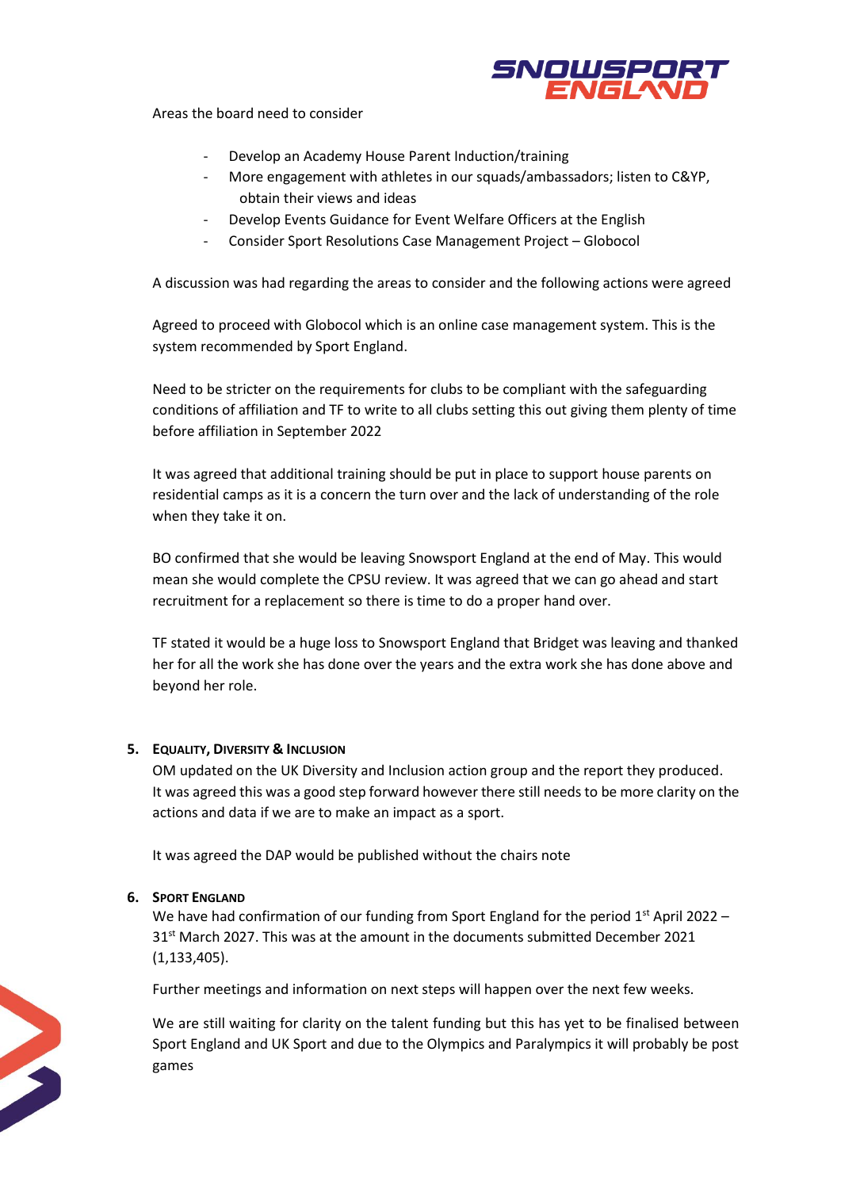Areas the board need to consider

- Develop an Academy House Parent Induction/training
- More engagement with athletes in our squads/ambassadors; listen to C&YP, obtain their views and ideas
- Develop Events Guidance for Event Welfare Officers at the English
- Consider Sport Resolutions Case Management Project – Globocol

A discussion was had regarding the areas to consider and the following actions were agreed

Agreed to proceed with Globocol which is an online case management system. This is the system recommended by Sport England.

Need to be stricter on the requirements for clubs to be compliant with the safeguarding conditions of affiliation and TF to write to all clubs setting this out giving them plenty of time before affiliation in September 2022

It was agreed that additional training should be put in place to support house parents on residential camps as it is a concern the turn over and the lack of understanding of the role when they take it on.

BO confirmed that she would be leaving Snowsport England at the end of May. This would mean she would complete the CPSU review. It was agreed that we can go ahead and start recruitment for a replacement so there is time to do a proper hand over.

TF stated it would be a huge loss to Snowsport England that Bridget was leaving and thanked her for all the work she has done over the years and the extra work she has done above and beyond her role.

## 5. Equality, Diversity & Inclusion

OM updated on the UK Diversity and Inclusion action group and the report they produced. It was agreed this was a good step forward however there still needs to be more clarity on the actions and data if we are to make an impact as a sport.

It was agreed the DAP would be published without the chairs note

## 6. Sport England

We have had confirmation of our funding from Sport England for the period 1st April 2022 – 31st March 2027. This was at the amount in the documents submitted December 2021 (1,133,405).

Further meetings and information on next steps will happen over the next few weeks.

We are still waiting for clarity on the talent funding but this has yet to be finalised between Sport England and UK Sport and due to the Olympics and Paralympics it will probably be post games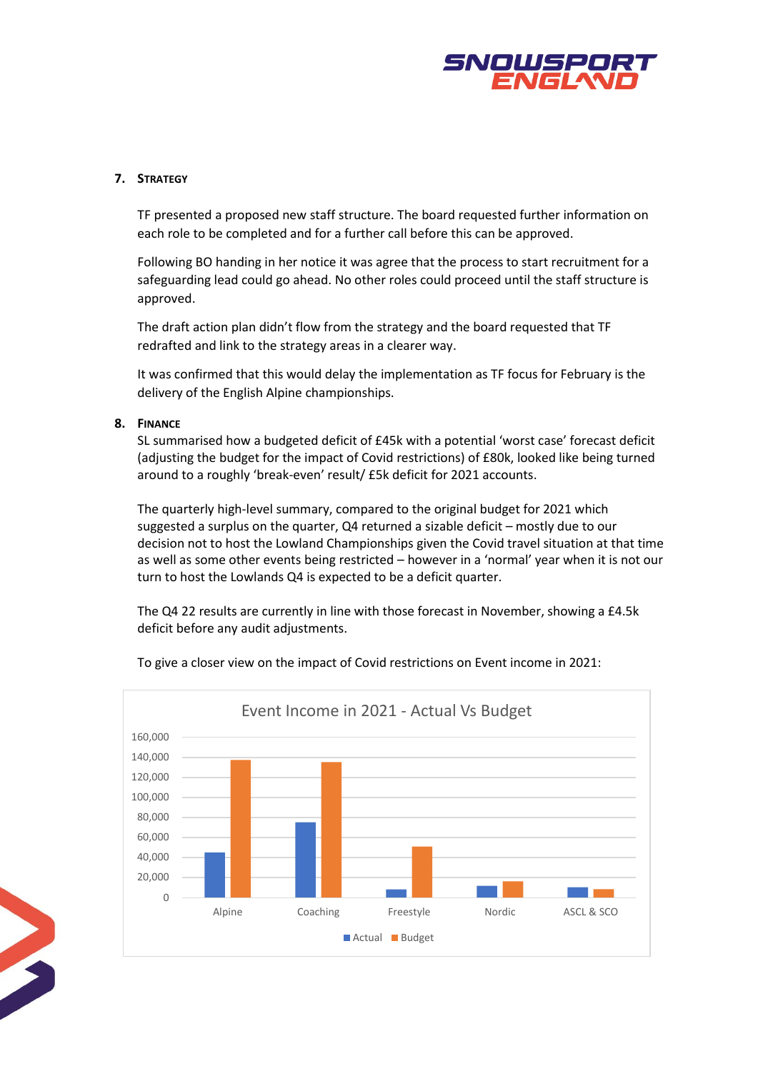## 7. Strategy

TF presented a proposed new staff structure. The board requested further information on each role to be completed and for a further call before this can be approved.

Following BO handing in her notice it was agree that the process to start recruitment for a safeguarding lead could go ahead. No other roles could proceed until the staff structure is approved.

The draft action plan didn't flow from the strategy and the board requested that TF redrafted and link to the strategy areas in a clearer way.

It was confirmed that this would delay the implementation as TF focus for February is the delivery of the English Alpine championships.

## 8. Finance

SL summarised how a budgeted deficit of £45k with a potential 'worst case' forecast deficit (adjusting the budget for the impact of Covid restrictions) of £80k, looked like being turned around to a roughly 'break-even' result/ £5k deficit for 2021 accounts.

The quarterly high-level summary, compared to the original budget for 2021 which suggested a surplus on the quarter, Q4 returned a sizable deficit – mostly due to our decision not to host the Lowland Championships given the Covid travel situation at that time as well as some other events being restricted – however in a 'normal' year when it is not our turn to host the Lowlands Q4 is expected to be a deficit quarter.

The Q4 22 results are currently in line with those forecast in November, showing a £4.5k deficit before any audit adjustments.

To give a closer view on the impact of Covid restrictions on Event income in 2021:

Event Income in 2021 - Actual Vs Budget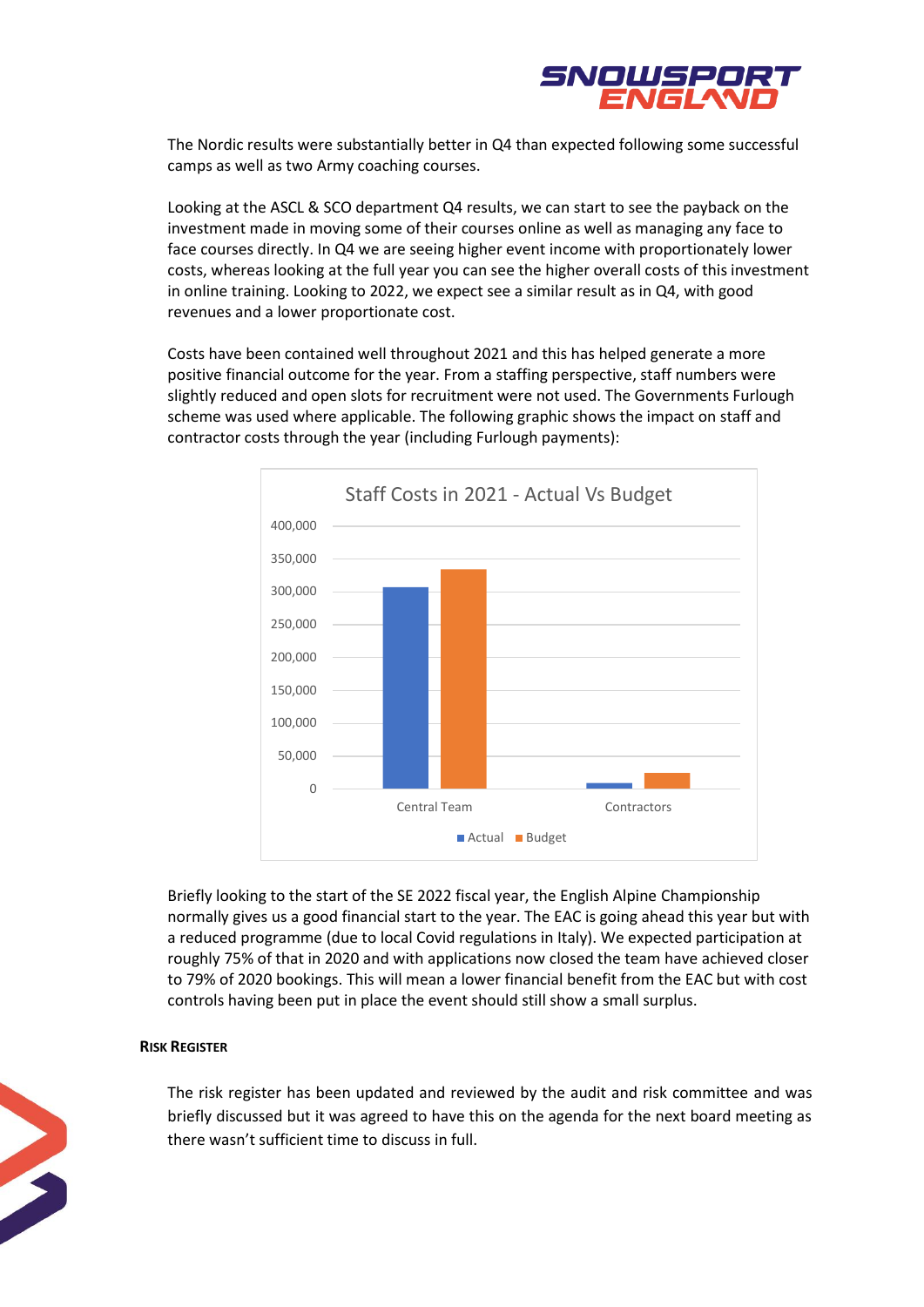The Nordic results were substantially better in Q4 than expected following some successful camps as well as two Army coaching courses.

Looking at the ASCL & SCO department Q4 results, we can start to see the payback on the investment made in moving some of their courses online as well as managing any face to face courses directly. In Q4 we are seeing higher event income with proportionately lower costs, whereas looking at the full year you can see the higher overall costs of this investment in online training. Looking to 2022, we expect see a similar result as in Q4, with good revenues and a lower proportionate cost.

Costs have been contained well throughout 2021 and this has helped generate a more positive financial outcome for the year. From a staffing perspective, staff numbers were slightly reduced and open slots for recruitment were not used. The Governments Furlough scheme was used where applicable. The following graphic shows the impact on staff and contractor costs through the year (including Furlough payments):

Briefly looking to the start of the SE 2022 fiscal year, the English Alpine Championship normally gives us a good financial start to the year. The EAC is going ahead this year but with a reduced programme (due to local Covid regulations in Italy). We expected participation at roughly 75% of that in 2020 and with applications now closed the team have achieved closer to 79% of 2020 bookings. This will mean a lower financial benefit from the EAC but with cost controls having been put in place the event should still show a small surplus.

#### RISK REGISTER

The risk register has been updated and reviewed by the audit and risk committee and was briefly discussed but it was agreed to have this on the agenda for the next board meeting as there wasn't sufficient time to discuss in full.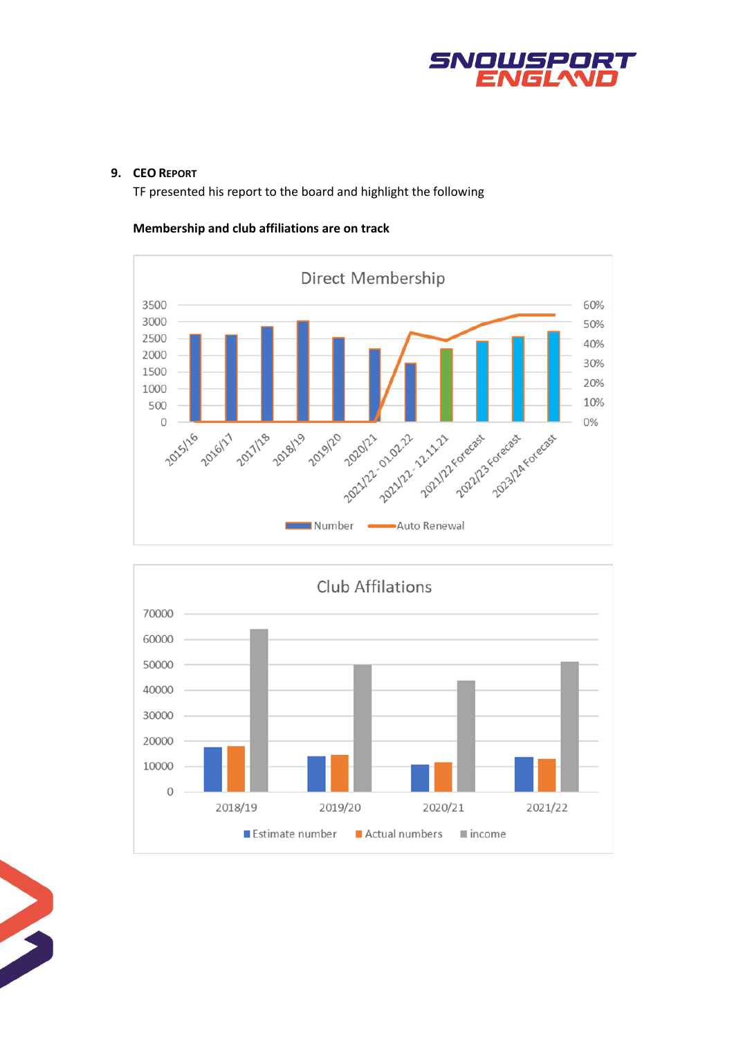## 9. CEO Report

TF presented his report to the board and highlight the following

**Membership and club affiliations are on track**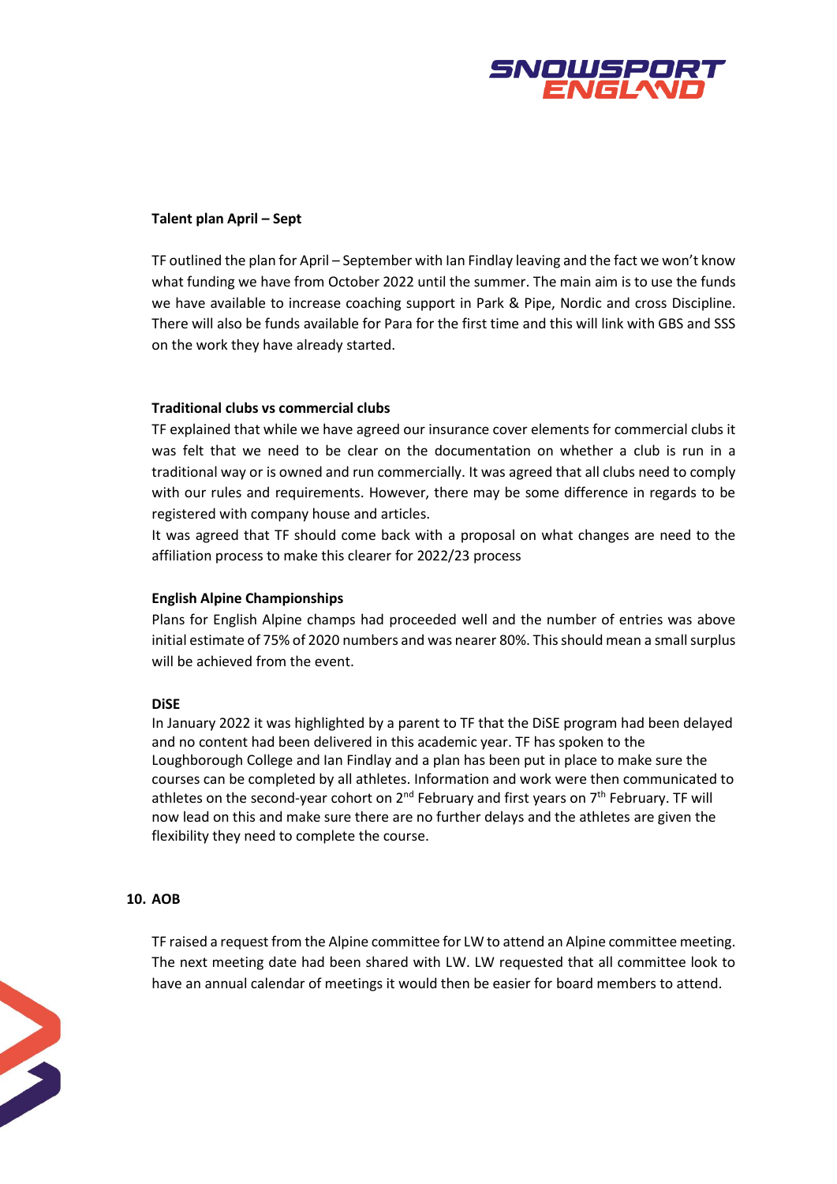**Talent plan April – Sept**

TF outlined the plan for April – September with Ian Findlay leaving and the fact we won't know what funding we have from October 2022 until the summer. The main aim is to use the funds we have available to increase coaching support in Park & Pipe, Nordic and cross Discipline. There will also be funds available for Para for the first time and this will link with GBS and SSS on the work they have already started.

**Traditional clubs vs commercial clubs**

TF explained that while we have agreed our insurance cover elements for commercial clubs it was felt that we need to be clear on the documentation on whether a club is run in a traditional way or is owned and run commercially. It was agreed that all clubs need to comply with our rules and requirements. However, there may be some difference in regards to be registered with company house and articles.

It was agreed that TF should come back with a proposal on what changes are need to the affiliation process to make this clearer for 2022/23 process

**English Alpine Championships**

Plans for English Alpine champs had proceeded well and the number of entries was above initial estimate of 75% of 2020 numbers and was nearer 80%. This should mean a small surplus will be achieved from the event.

**DiSE**

In January 2022 it was highlighted by a parent to TF that the DiSE program had been delayed and no content had been delivered in this academic year. TF has spoken to the Loughborough College and Ian Findlay and a plan has been put in place to make sure the courses can be completed by all athletes. Information and work were then communicated to athletes on the second-year cohort on 2nd February and first years on 7th February. TF will now lead on this and make sure there are no further delays and the athletes are given the flexibility they need to complete the course.

**10. AOB**

TF raised a request from the Alpine committee for LW to attend an Alpine committee meeting. The next meeting date had been shared with LW. LW requested that all committee look to have an annual calendar of meetings it would then be easier for board members to attend.